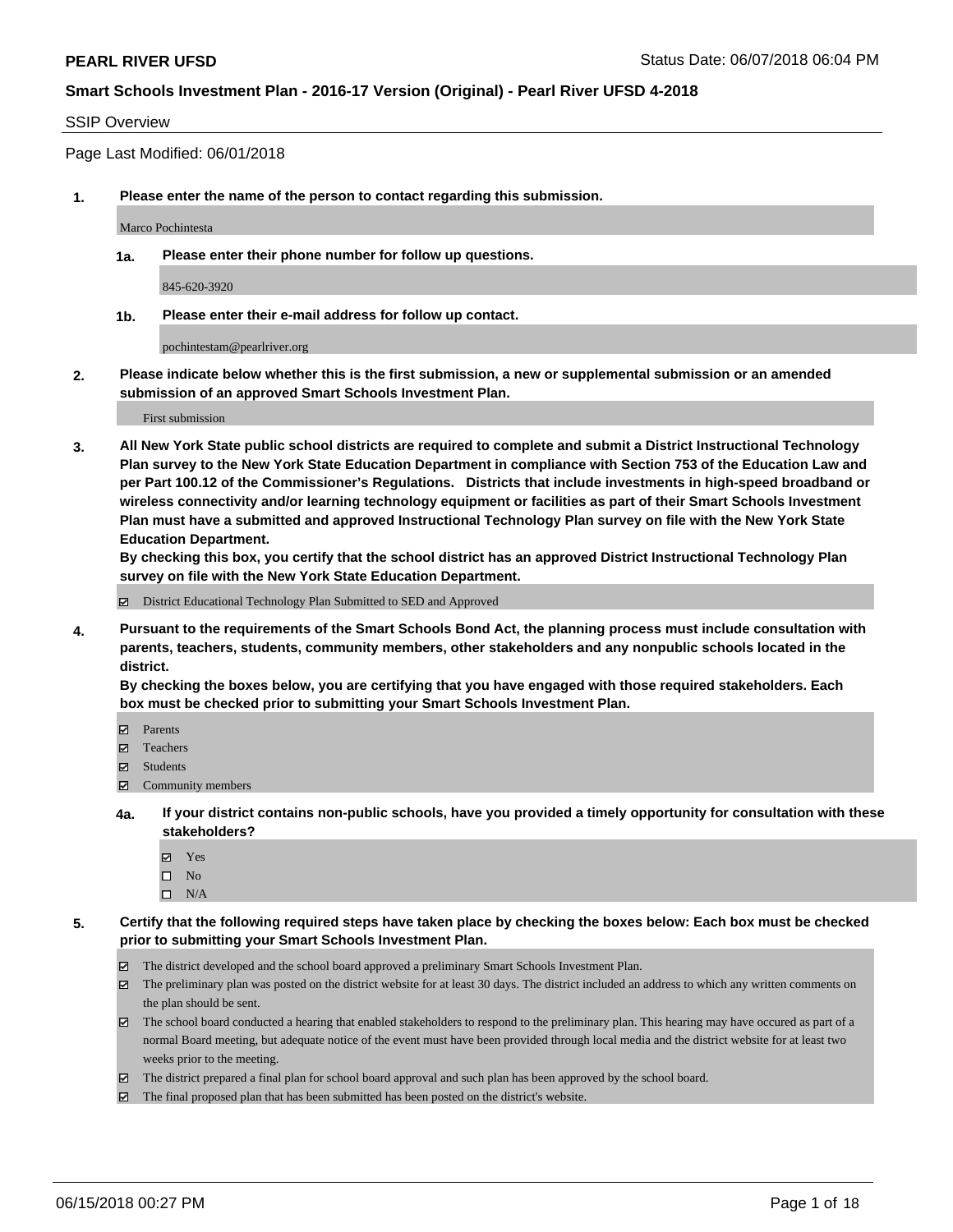**PEARL RIVER UFSD** Status Date: 06/07/2018 06:04 PM

## Smart Schools Investment Plan - 2016-17 Version (Original) - Pearl River UFSD 4-2018

SSIP Overview

Page Last Modified: 06/01/2018

**1. Please enter the name of the person to contact regarding this submission.**

Marco Pochintesta

**1a. Please enter their phone number for follow up questions.**

845-620-3920

**1b. Please enter their e-mail address for follow up contact.**

pochintestam@pearlriver.org

**2. Please indicate below whether this is the first submission, a new or supplemental submission or an amended submission of an approved Smart Schools Investment Plan.**

First submission

**3. All New York State public school districts are required to complete and submit a District Instructional Technology Plan survey to the New York State Education Department in compliance with Section 753 of the Education Law and per Part 100.12 of the Commissioner's Regulations. Districts that include investments in high-speed broadband or wireless connectivity and/or learning technology equipment or facilities as part of their Smart Schools Investment Plan must have a submitted and approved Instructional Technology Plan survey on file with the New York State Education Department.**
**By checking this box, you certify that the school district has an approved District Instructional Technology Plan survey on file with the New York State Education Department.**

- [x] District Educational Technology Plan Submitted to SED and Approved

**4. Pursuant to the requirements of the Smart Schools Bond Act, the planning process must include consultation with parents, teachers, students, community members, other stakeholders and any nonpublic schools located in the district.**
**By checking the boxes below, you are certifying that you have engaged with those required stakeholders. Each box must be checked prior to submitting your Smart Schools Investment Plan.**

- [x] Parents
- [x] Teachers
- [x] Students
- [x] Community members

**4a. If your district contains non-public schools, have you provided a timely opportunity for consultation with these stakeholders?**

- [x] Yes
- [ ] No
- [ ] N/A

**5. Certify that the following required steps have taken place by checking the boxes below: Each box must be checked prior to submitting your Smart Schools Investment Plan.**

- [x] The district developed and the school board approved a preliminary Smart Schools Investment Plan.
- [x] The preliminary plan was posted on the district website for at least 30 days. The district included an address to which any written comments on the plan should be sent.
- [x] The school board conducted a hearing that enabled stakeholders to respond to the preliminary plan. This hearing may have occured as part of a normal Board meeting, but adequate notice of the event must have been provided through local media and the district website for at least two weeks prior to the meeting.
- [x] The district prepared a final plan for school board approval and such plan has been approved by the school board.
- [x] The final proposed plan that has been submitted has been posted on the district's website.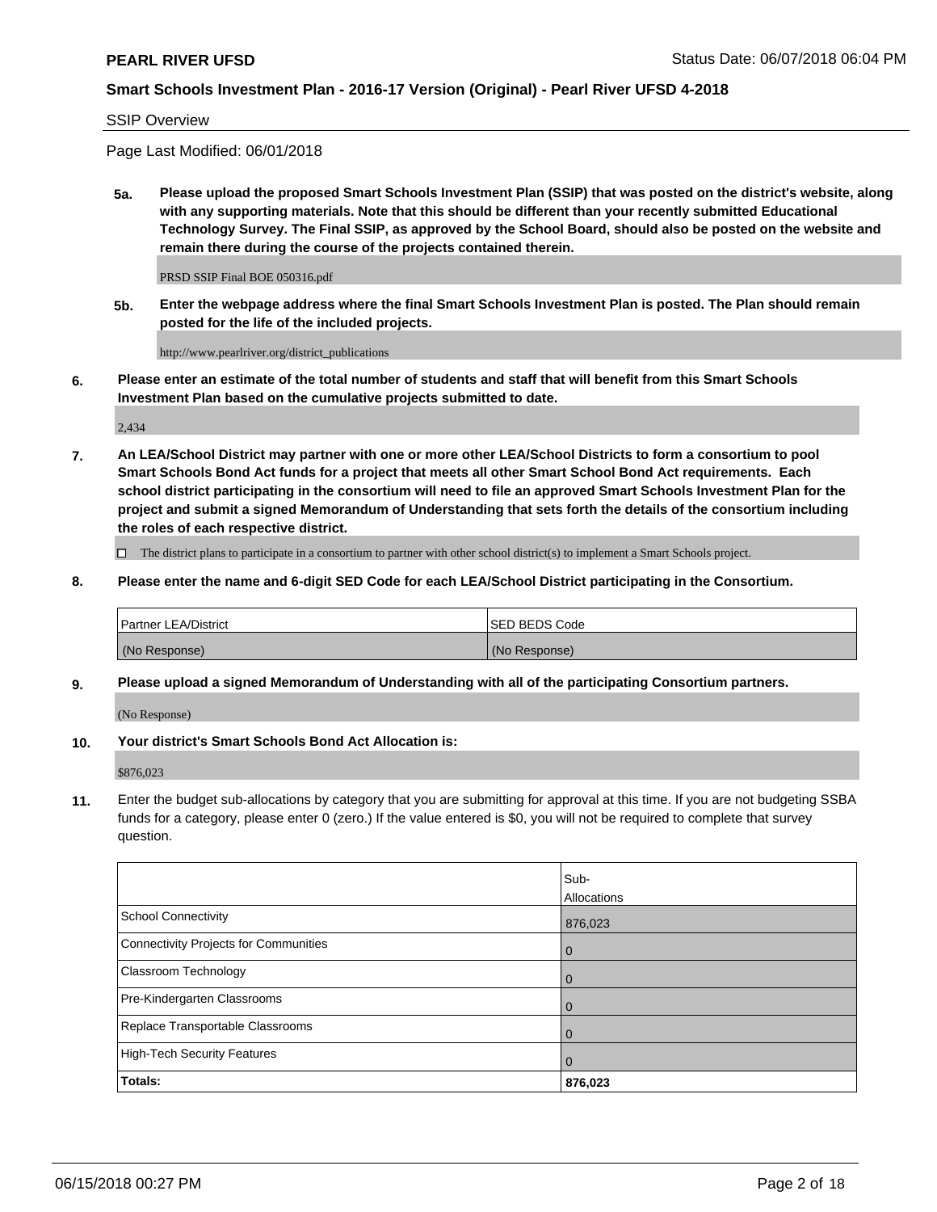**PEARL RIVER UFSD** Status Date: 06/07/2018 06:04 PM

**Smart Schools Investment Plan - 2016-17 Version (Original) - Pearl River UFSD 4-2018**

SSIP Overview

Page Last Modified: 06/01/2018

**5a. Please upload the proposed Smart Schools Investment Plan (SSIP) that was posted on the district's website, along with any supporting materials. Note that this should be different than your recently submitted Educational Technology Survey. The Final SSIP, as approved by the School Board, should also be posted on the website and remain there during the course of the projects contained therein.**

PRSD SSIP Final BOE 050316.pdf

**5b. Enter the webpage address where the final Smart Schools Investment Plan is posted. The Plan should remain posted for the life of the included projects.**

http://www.pearlriver.org/district_publications

**6. Please enter an estimate of the total number of students and staff that will benefit from this Smart Schools Investment Plan based on the cumulative projects submitted to date.**

2,434

**7. An LEA/School District may partner with one or more other LEA/School Districts to form a consortium to pool Smart Schools Bond Act funds for a project that meets all other Smart School Bond Act requirements. Each school district participating in the consortium will need to file an approved Smart Schools Investment Plan for the project and submit a signed Memorandum of Understanding that sets forth the details of the consortium including the roles of each respective district.**

☐ The district plans to participate in a consortium to partner with other school district(s) to implement a Smart Schools project.

**8. Please enter the name and 6-digit SED Code for each LEA/School District participating in the Consortium.**

| Partner LEA/District | SED BEDS Code |
|---|---|
| (No Response) | (No Response) |

**9. Please upload a signed Memorandum of Understanding with all of the participating Consortium partners.**

(No Response)

**10. Your district's Smart Schools Bond Act Allocation is:**

$876,023

**11.** Enter the budget sub-allocations by category that you are submitting for approval at this time. If you are not budgeting SSBA funds for a category, please enter 0 (zero.) If the value entered is $0, you will not be required to complete that survey question.

| | Sub-Allocations |
|---|---|
| School Connectivity | 876,023 |
| Connectivity Projects for Communities | 0 |
| Classroom Technology | 0 |
| Pre-Kindergarten Classrooms | 0 |
| Replace Transportable Classrooms | 0 |
| High-Tech Security Features | 0 |
| **Totals:** | **876,023** |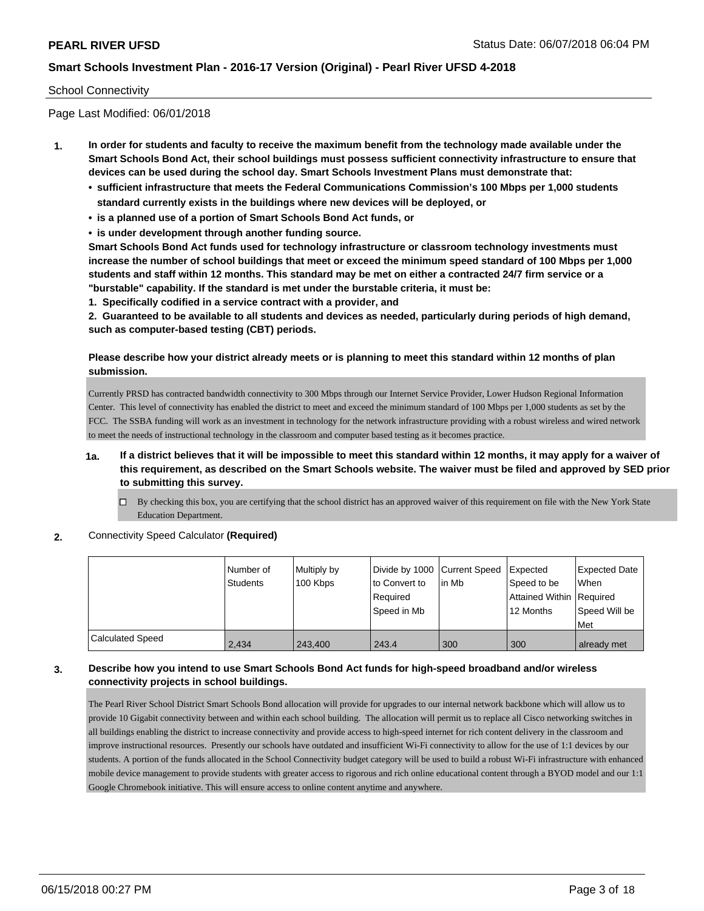School Connectivity

Page Last Modified: 06/01/2018

**1. In order for students and faculty to receive the maximum benefit from the technology made available under the Smart Schools Bond Act, their school buildings must possess sufficient connectivity infrastructure to ensure that devices can be used during the school day. Smart Schools Investment Plans must demonstrate that:**

- **sufficient infrastructure that meets the Federal Communications Commission's 100 Mbps per 1,000 students standard currently exists in the buildings where new devices will be deployed, or**
- **is a planned use of a portion of Smart Schools Bond Act funds, or**
- **is under development through another funding source.**

**Smart Schools Bond Act funds used for technology infrastructure or classroom technology investments must increase the number of school buildings that meet or exceed the minimum speed standard of 100 Mbps per 1,000 students and staff within 12 months. This standard may be met on either a contracted 24/7 firm service or a "burstable" capability. If the standard is met under the burstable criteria, it must be:**

**1. Specifically codified in a service contract with a provider, and**

**2. Guaranteed to be available to all students and devices as needed, particularly during periods of high demand, such as computer-based testing (CBT) periods.**

**Please describe how your district already meets or is planning to meet this standard within 12 months of plan submission.**

Currently PRSD has contracted bandwidth connectivity to 300 Mbps through our Internet Service Provider, Lower Hudson Regional Information Center. This level of connectivity has enabled the district to meet and exceed the minimum standard of 100 Mbps per 1,000 students as set by the FCC. The SSBA funding will work as an investment in technology for the network infrastructure providing with a robust wireless and wired network to meet the needs of instructional technology in the classroom and computer based testing as it becomes practice.

**1a. If a district believes that it will be impossible to meet this standard within 12 months, it may apply for a waiver of this requirement, as described on the Smart Schools website. The waiver must be filed and approved by SED prior to submitting this survey.**

☐ By checking this box, you are certifying that the school district has an approved waiver of this requirement on file with the New York State Education Department.

**2.** Connectivity Speed Calculator **(Required)**

| | Number of Students | Multiply by 100 Kbps | Divide by 1000 to Convert to Required Speed in Mb | Current Speed in Mb | Expected Speed to be Attained Within 12 Months | Expected Date When Required Speed Will be Met |
|---|---|---|---|---|---|---|
| Calculated Speed | 2,434 | 243,400 | 243.4 | 300 | 300 | already met |

**3. Describe how you intend to use Smart Schools Bond Act funds for high-speed broadband and/or wireless connectivity projects in school buildings.**

The Pearl River School District Smart Schools Bond allocation will provide for upgrades to our internal network backbone which will allow us to provide 10 Gigabit connectivity between and within each school building. The allocation will permit us to replace all Cisco networking switches in all buildings enabling the district to increase connectivity and provide access to high-speed internet for rich content delivery in the classroom and improve instructional resources. Presently our schools have outdated and insufficient Wi-Fi connectivity to allow for the use of 1:1 devices by our students. A portion of the funds allocated in the School Connectivity budget category will be used to build a robust Wi-Fi infrastructure with enhanced mobile device management to provide students with greater access to rigorous and rich online educational content through a BYOD model and our 1:1 Google Chromebook initiative. This will ensure access to online content anytime and anywhere.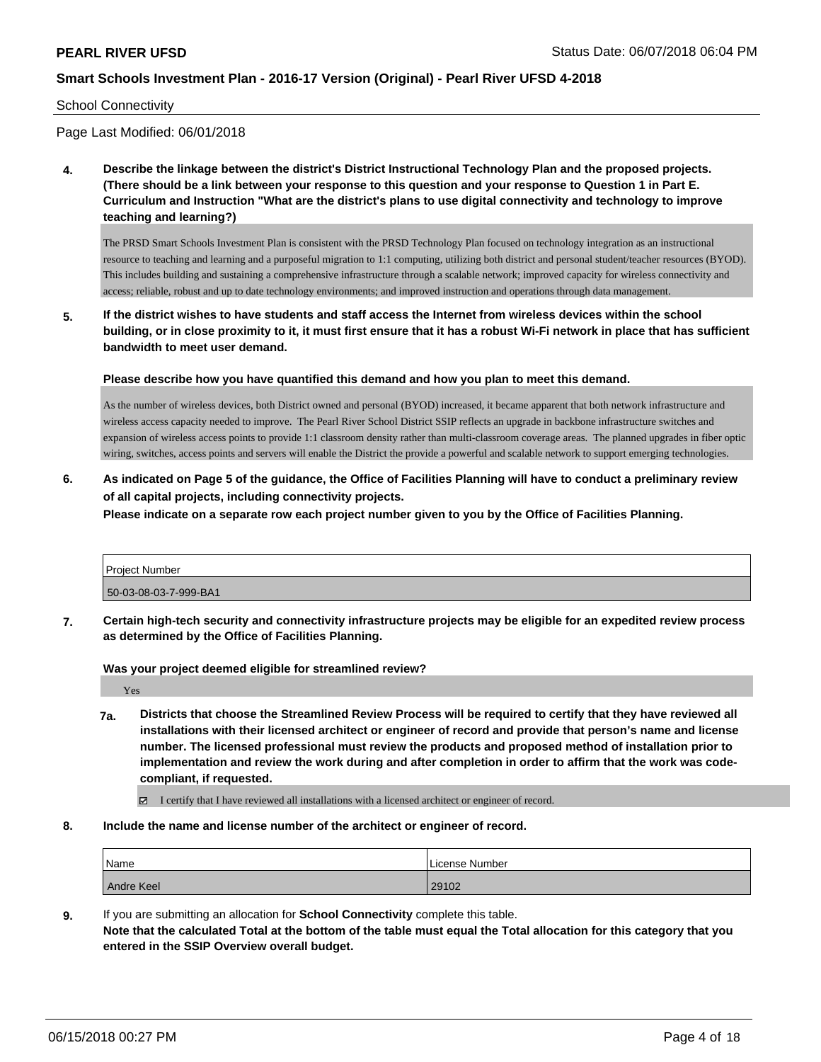School Connectivity

Page Last Modified: 06/01/2018

**4. Describe the linkage between the district's District Instructional Technology Plan and the proposed projects. (There should be a link between your response to this question and your response to Question 1 in Part E. Curriculum and Instruction "What are the district's plans to use digital connectivity and technology to improve teaching and learning?)**

The PRSD Smart Schools Investment Plan is consistent with the PRSD Technology Plan focused on technology integration as an instructional resource to teaching and learning and a purposeful migration to 1:1 computing, utilizing both district and personal student/teacher resources (BYOD). This includes building and sustaining a comprehensive infrastructure through a scalable network; improved capacity for wireless connectivity and access; reliable, robust and up to date technology environments; and improved instruction and operations through data management.

**5. If the district wishes to have students and staff access the Internet from wireless devices within the school building, or in close proximity to it, it must first ensure that it has a robust Wi-Fi network in place that has sufficient bandwidth to meet user demand.**

**Please describe how you have quantified this demand and how you plan to meet this demand.**

As the number of wireless devices, both District owned and personal (BYOD) increased, it became apparent that both network infrastructure and wireless access capacity needed to improve. The Pearl River School District SSIP reflects an upgrade in backbone infrastructure switches and expansion of wireless access points to provide 1:1 classroom density rather than multi-classroom coverage areas. The planned upgrades in fiber optic wiring, switches, access points and servers will enable the District the provide a powerful and scalable network to support emerging technologies.

**6. As indicated on Page 5 of the guidance, the Office of Facilities Planning will have to conduct a preliminary review of all capital projects, including connectivity projects.**
**Please indicate on a separate row each project number given to you by the Office of Facilities Planning.**

| Project Number |
|---|
| 50-03-08-03-7-999-BA1 |

**7. Certain high-tech security and connectivity infrastructure projects may be eligible for an expedited review process as determined by the Office of Facilities Planning.**

**Was your project deemed eligible for streamlined review?**

Yes

**7a. Districts that choose the Streamlined Review Process will be required to certify that they have reviewed all installations with their licensed architect or engineer of record and provide that person's name and license number. The licensed professional must review the products and proposed method of installation prior to implementation and review the work during and after completion in order to affirm that the work was code-compliant, if requested.**

☑ I certify that I have reviewed all installations with a licensed architect or engineer of record.

**8. Include the name and license number of the architect or engineer of record.**

| Name | License Number |
|---|---|
| Andre Keel | 29102 |

**9.** If you are submitting an allocation for **School Connectivity** complete this table.
**Note that the calculated Total at the bottom of the table must equal the Total allocation for this category that you entered in the SSIP Overview overall budget.**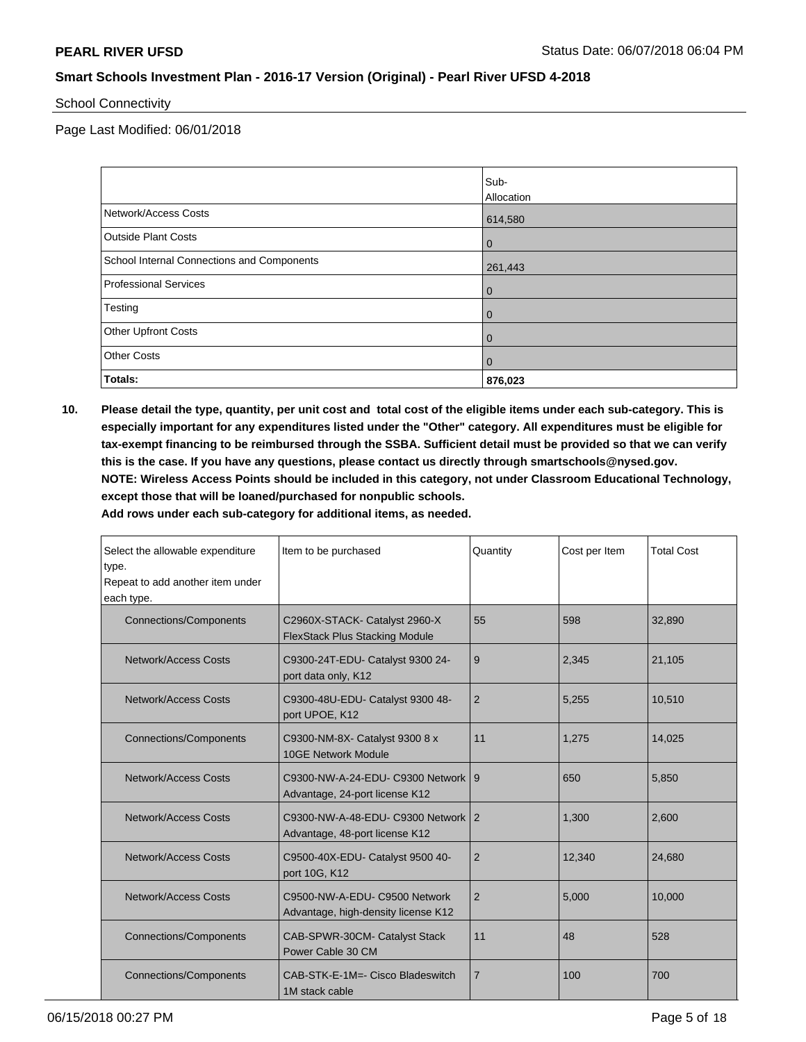School Connectivity

Page Last Modified: 06/01/2018

| | Sub-Allocation |
|---|---|
| Network/Access Costs | 614,580 |
| Outside Plant Costs | 0 |
| School Internal Connections and Components | 261,443 |
| Professional Services | 0 |
| Testing | 0 |
| Other Upfront Costs | 0 |
| Other Costs | 0 |
| **Totals:** | **876,023** |

**10. Please detail the type, quantity, per unit cost and total cost of the eligible items under each sub-category. This is especially important for any expenditures listed under the "Other" category. All expenditures must be eligible for tax-exempt financing to be reimbursed through the SSBA. Sufficient detail must be provided so that we can verify this is the case. If you have any questions, please contact us directly through smartschools@nysed.gov.**
**NOTE: Wireless Access Points should be included in this category, not under Classroom Educational Technology, except those that will be loaned/purchased for nonpublic schools.**
**Add rows under each sub-category for additional items, as needed.**

| Select the allowable expenditure type. Repeat to add another item under each type. | Item to be purchased | Quantity | Cost per Item | Total Cost |
|---|---|---|---|---|
| Connections/Components | C2960X-STACK- Catalyst 2960-X FlexStack Plus Stacking Module | 55 | 598 | 32,890 |
| Network/Access Costs | C9300-24T-EDU- Catalyst 9300 24-port data only, K12 | 9 | 2,345 | 21,105 |
| Network/Access Costs | C9300-48U-EDU- Catalyst 9300 48-port UPOE, K12 | 2 | 5,255 | 10,510 |
| Connections/Components | C9300-NM-8X- Catalyst 9300 8 x 10GE Network Module | 11 | 1,275 | 14,025 |
| Network/Access Costs | C9300-NW-A-24-EDU- C9300 Network Advantage, 24-port license K12 | 9 | 650 | 5,850 |
| Network/Access Costs | C9300-NW-A-48-EDU- C9300 Network Advantage, 48-port license K12 | 2 | 1,300 | 2,600 |
| Network/Access Costs | C9500-40X-EDU- Catalyst 9500 40-port 10G, K12 | 2 | 12,340 | 24,680 |
| Network/Access Costs | C9500-NW-A-EDU- C9500 Network Advantage, high-density license K12 | 2 | 5,000 | 10,000 |
| Connections/Components | CAB-SPWR-30CM- Catalyst Stack Power Cable 30 CM | 11 | 48 | 528 |
| Connections/Components | CAB-STK-E-1M=- Cisco Bladeswitch 1M stack cable | 7 | 100 | 700 |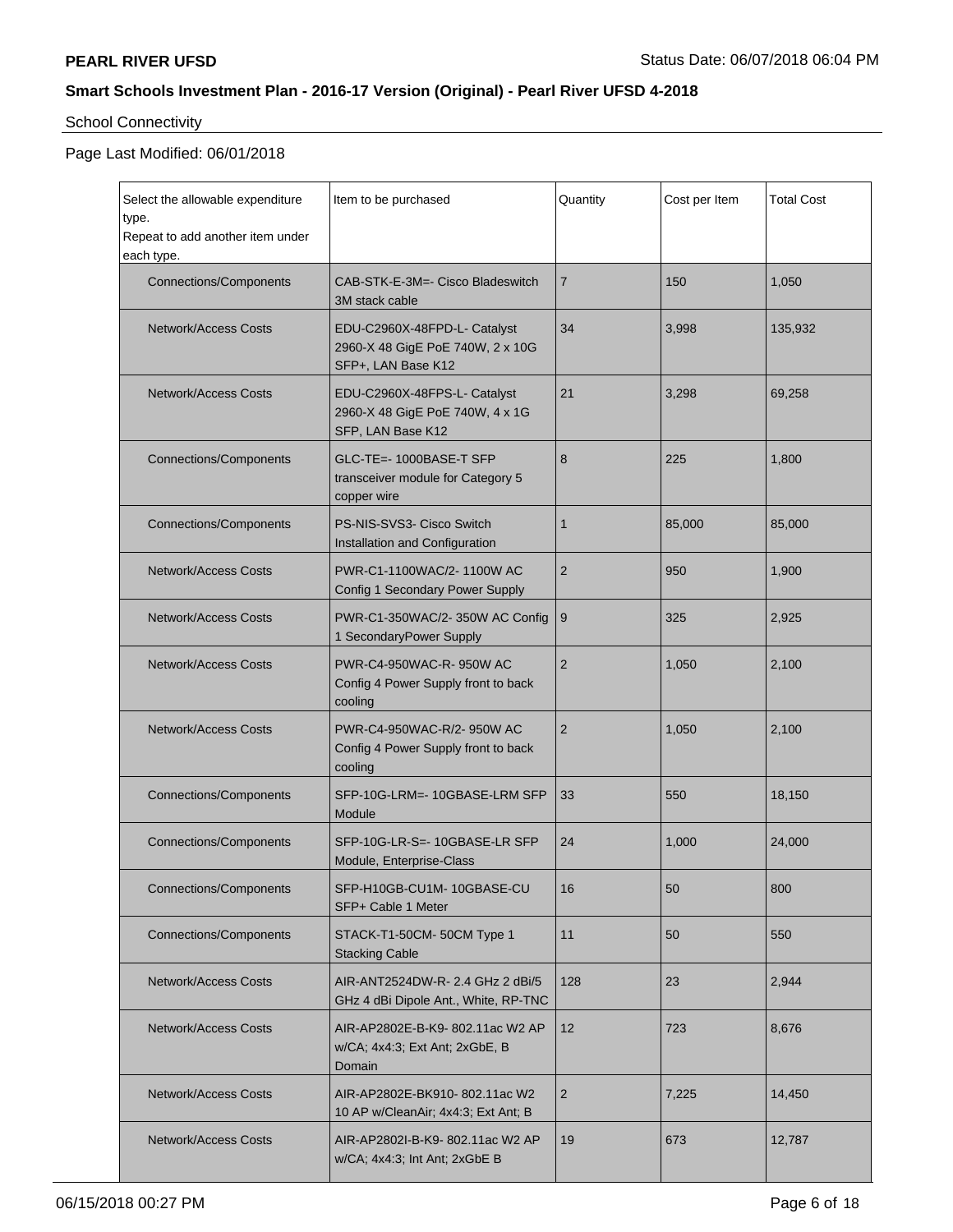**PEARL RIVER UFSD**

Status Date: 06/07/2018 06:04 PM

## Smart Schools Investment Plan - 2016-17 Version (Original) - Pearl River UFSD 4-2018

School Connectivity

Page Last Modified: 06/01/2018

| Select the allowable expenditure type. Repeat to add another item under each type. | Item to be purchased | Quantity | Cost per Item | Total Cost |
|---|---|---|---|---|
| Connections/Components | CAB-STK-E-3M=- Cisco Bladeswitch 3M stack cable | 7 | 150 | 1,050 |
| Network/Access Costs | EDU-C2960X-48FPD-L- Catalyst 2960-X 48 GigE PoE 740W, 2 x 10G SFP+, LAN Base K12 | 34 | 3,998 | 135,932 |
| Network/Access Costs | EDU-C2960X-48FPS-L- Catalyst 2960-X 48 GigE PoE 740W, 4 x 1G SFP, LAN Base K12 | 21 | 3,298 | 69,258 |
| Connections/Components | GLC-TE=- 1000BASE-T SFP transceiver module for Category 5 copper wire | 8 | 225 | 1,800 |
| Connections/Components | PS-NIS-SVS3- Cisco Switch Installation and Configuration | 1 | 85,000 | 85,000 |
| Network/Access Costs | PWR-C1-1100WAC/2- 1100W AC Config 1 Secondary Power Supply | 2 | 950 | 1,900 |
| Network/Access Costs | PWR-C1-350WAC/2- 350W AC Config 1 SecondaryPower Supply | 9 | 325 | 2,925 |
| Network/Access Costs | PWR-C4-950WAC-R- 950W AC Config 4 Power Supply front to back cooling | 2 | 1,050 | 2,100 |
| Network/Access Costs | PWR-C4-950WAC-R/2- 950W AC Config 4 Power Supply front to back cooling | 2 | 1,050 | 2,100 |
| Connections/Components | SFP-10G-LRM=- 10GBASE-LRM SFP Module | 33 | 550 | 18,150 |
| Connections/Components | SFP-10G-LR-S=- 10GBASE-LR SFP Module, Enterprise-Class | 24 | 1,000 | 24,000 |
| Connections/Components | SFP-H10GB-CU1M- 10GBASE-CU SFP+ Cable 1 Meter | 16 | 50 | 800 |
| Connections/Components | STACK-T1-50CM- 50CM Type 1 Stacking Cable | 11 | 50 | 550 |
| Network/Access Costs | AIR-ANT2524DW-R- 2.4 GHz 2 dBi/5 GHz 4 dBi Dipole Ant., White, RP-TNC | 128 | 23 | 2,944 |
| Network/Access Costs | AIR-AP2802E-B-K9- 802.11ac W2 AP w/CA; 4x4:3; Ext Ant; 2xGbE, B Domain | 12 | 723 | 8,676 |
| Network/Access Costs | AIR-AP2802E-BK910- 802.11ac W2 10 AP w/CleanAir; 4x4:3; Ext Ant; B | 2 | 7,225 | 14,450 |
| Network/Access Costs | AIR-AP2802I-B-K9- 802.11ac W2 AP w/CA; 4x4:3; Int Ant; 2xGbE B | 19 | 673 | 12,787 |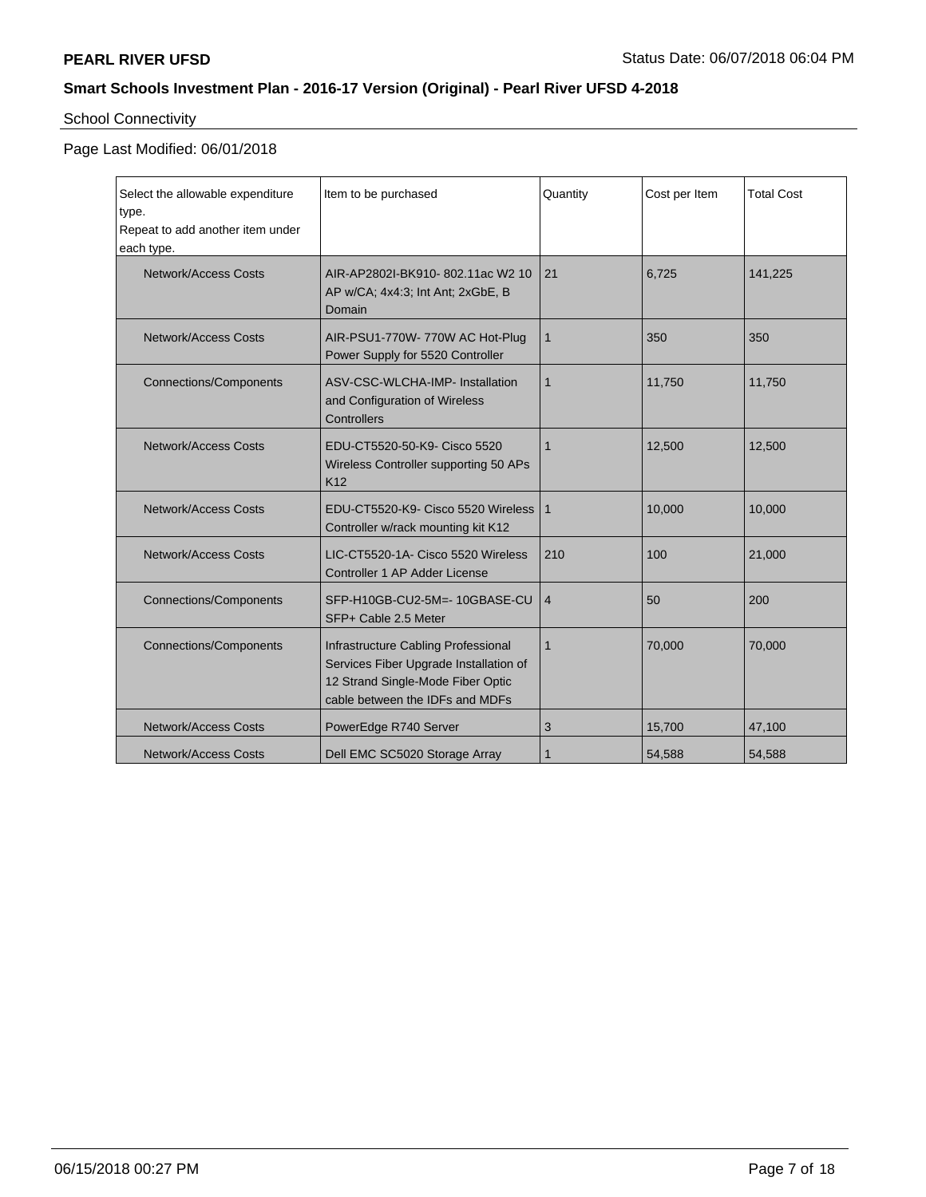School Connectivity

Page Last Modified: 06/01/2018

| Select the allowable expenditure type. Repeat to add another item under each type. | Item to be purchased | Quantity | Cost per Item | Total Cost |
|---|---|---|---|---|
| Network/Access Costs | AIR-AP2802I-BK910- 802.11ac W2 10 AP w/CA; 4x4:3; Int Ant; 2xGbE, B Domain | 21 | 6,725 | 141,225 |
| Network/Access Costs | AIR-PSU1-770W- 770W AC Hot-Plug Power Supply for 5520 Controller | 1 | 350 | 350 |
| Connections/Components | ASV-CSC-WLCHA-IMP- Installation and Configuration of Wireless Controllers | 1 | 11,750 | 11,750 |
| Network/Access Costs | EDU-CT5520-50-K9- Cisco 5520 Wireless Controller supporting 50 APs K12 | 1 | 12,500 | 12,500 |
| Network/Access Costs | EDU-CT5520-K9- Cisco 5520 Wireless Controller w/rack mounting kit K12 | 1 | 10,000 | 10,000 |
| Network/Access Costs | LIC-CT5520-1A- Cisco 5520 Wireless Controller 1 AP Adder License | 210 | 100 | 21,000 |
| Connections/Components | SFP-H10GB-CU2-5M=- 10GBASE-CU SFP+ Cable 2.5 Meter | 4 | 50 | 200 |
| Connections/Components | Infrastructure Cabling Professional Services Fiber Upgrade Installation of 12 Strand Single-Mode Fiber Optic cable between the IDFs and MDFs | 1 | 70,000 | 70,000 |
| Network/Access Costs | PowerEdge R740 Server | 3 | 15,700 | 47,100 |
| Network/Access Costs | Dell EMC SC5020 Storage Array | 1 | 54,588 | 54,588 |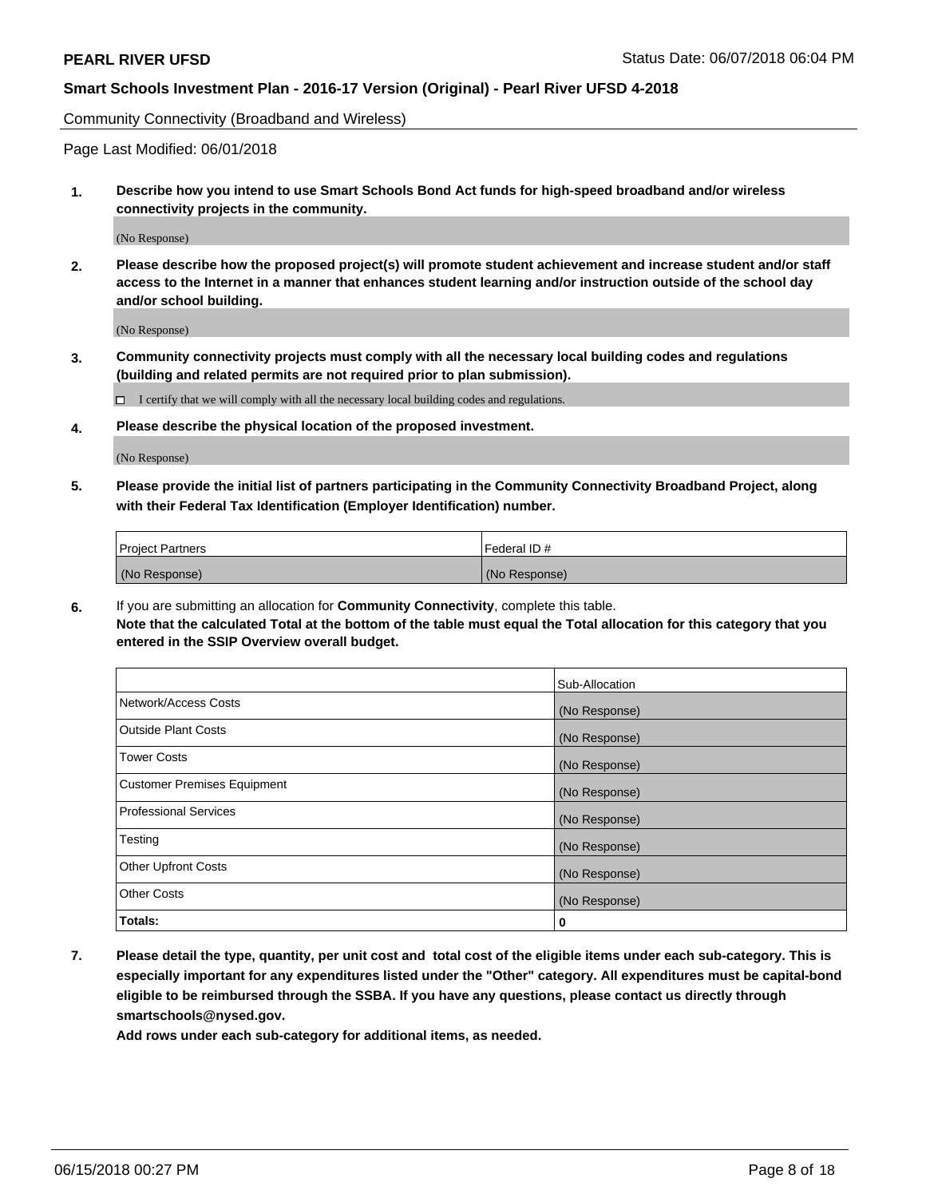Community Connectivity (Broadband and Wireless)

Page Last Modified: 06/01/2018

**1. Describe how you intend to use Smart Schools Bond Act funds for high-speed broadband and/or wireless connectivity projects in the community.**

(No Response)

**2. Please describe how the proposed project(s) will promote student achievement and increase student and/or staff access to the Internet in a manner that enhances student learning and/or instruction outside of the school day and/or school building.**

(No Response)

**3. Community connectivity projects must comply with all the necessary local building codes and regulations (building and related permits are not required prior to plan submission).**

☐ I certify that we will comply with all the necessary local building codes and regulations.

**4. Please describe the physical location of the proposed investment.**

(No Response)

**5. Please provide the initial list of partners participating in the Community Connectivity Broadband Project, along with their Federal Tax Identification (Employer Identification) number.**

| Project Partners | Federal ID # |
|---|---|
| (No Response) | (No Response) |

**6.** If you are submitting an allocation for **Community Connectivity**, complete this table.
**Note that the calculated Total at the bottom of the table must equal the Total allocation for this category that you entered in the SSIP Overview overall budget.**

| | Sub-Allocation |
|---|---|
| Network/Access Costs | (No Response) |
| Outside Plant Costs | (No Response) |
| Tower Costs | (No Response) |
| Customer Premises Equipment | (No Response) |
| Professional Services | (No Response) |
| Testing | (No Response) |
| Other Upfront Costs | (No Response) |
| Other Costs | (No Response) |
| **Totals:** | **0** |

**7. Please detail the type, quantity, per unit cost and total cost of the eligible items under each sub-category. This is especially important for any expenditures listed under the "Other" category. All expenditures must be capital-bond eligible to be reimbursed through the SSBA. If you have any questions, please contact us directly through smartschools@nysed.gov.**

**Add rows under each sub-category for additional items, as needed.**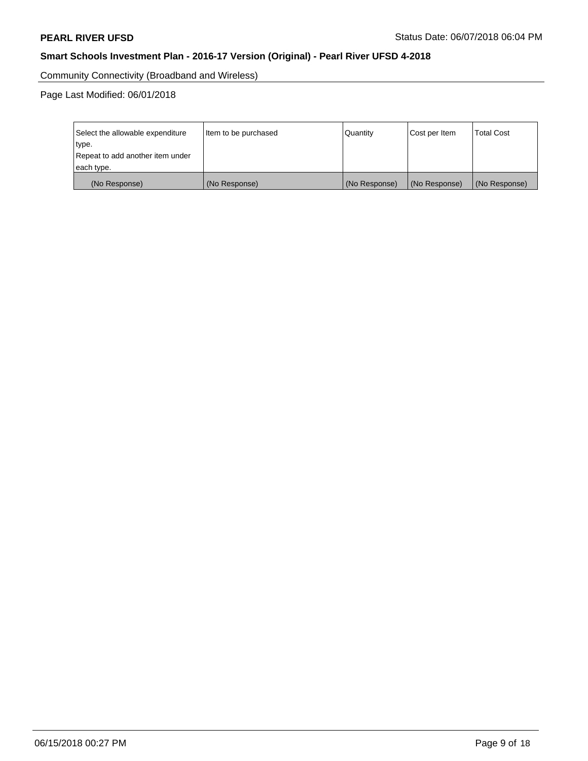Community Connectivity (Broadband and Wireless)

Page Last Modified: 06/01/2018

| Select the allowable expenditure type.<br>Repeat to add another item under each type. | Item to be purchased | Quantity | Cost per Item | Total Cost |
| --- | --- | --- | --- | --- |
| (No Response) | (No Response) | (No Response) | (No Response) | (No Response) |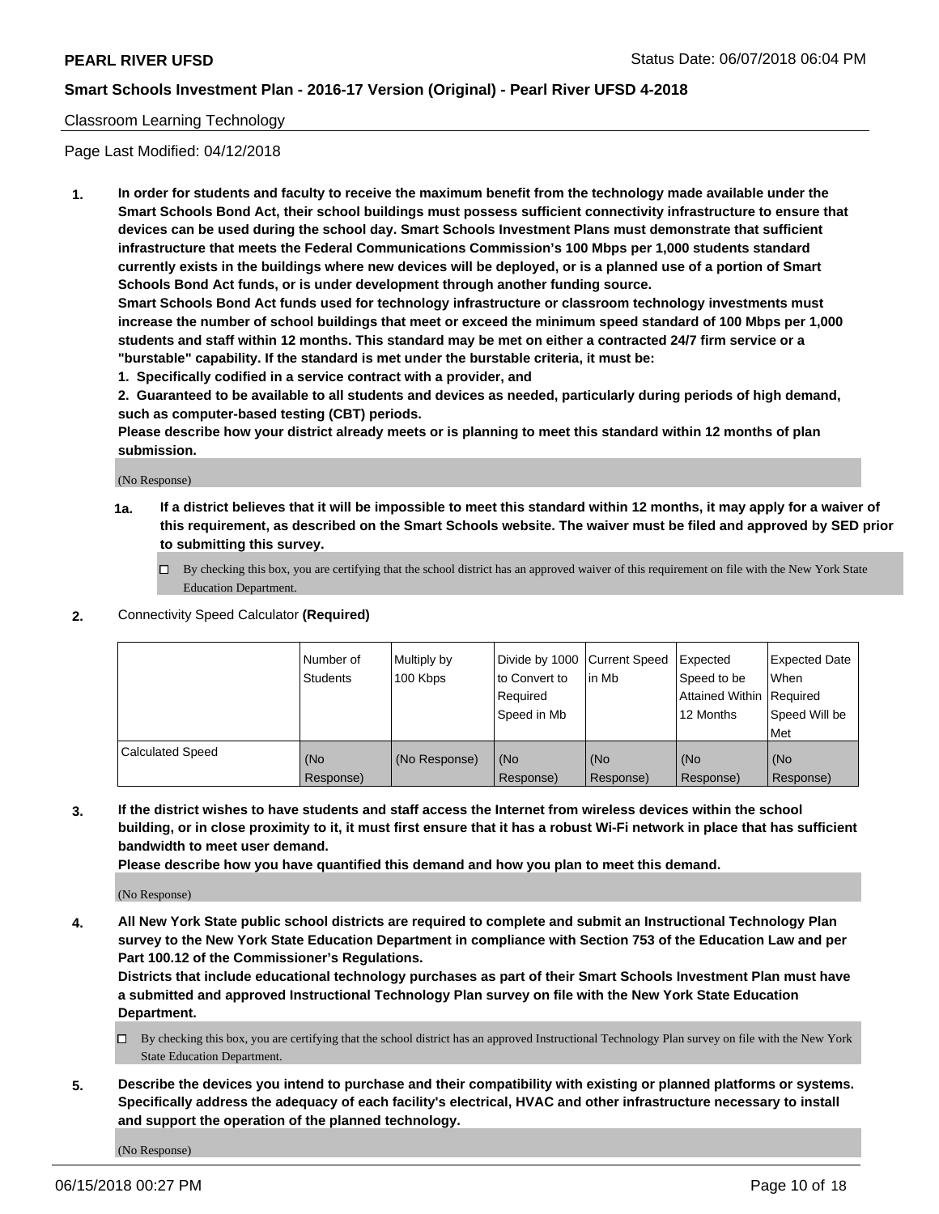## Classroom Learning Technology

Page Last Modified: 04/12/2018

**1. In order for students and faculty to receive the maximum benefit from the technology made available under the Smart Schools Bond Act, their school buildings must possess sufficient connectivity infrastructure to ensure that devices can be used during the school day. Smart Schools Investment Plans must demonstrate that sufficient infrastructure that meets the Federal Communications Commission's 100 Mbps per 1,000 students standard currently exists in the buildings where new devices will be deployed, or is a planned use of a portion of Smart Schools Bond Act funds, or is under development through another funding source.**

**Smart Schools Bond Act funds used for technology infrastructure or classroom technology investments must increase the number of school buildings that meet or exceed the minimum speed standard of 100 Mbps per 1,000 students and staff within 12 months. This standard may be met on either a contracted 24/7 firm service or a "burstable" capability. If the standard is met under the burstable criteria, it must be:**

**1. Specifically codified in a service contract with a provider, and**

**2. Guaranteed to be available to all students and devices as needed, particularly during periods of high demand, such as computer-based testing (CBT) periods.**

**Please describe how your district already meets or is planning to meet this standard within 12 months of plan submission.**

(No Response)

**1a. If a district believes that it will be impossible to meet this standard within 12 months, it may apply for a waiver of this requirement, as described on the Smart Schools website. The waiver must be filed and approved by SED prior to submitting this survey.**

☐ By checking this box, you are certifying that the school district has an approved waiver of this requirement on file with the New York State Education Department.

**2.** Connectivity Speed Calculator **(Required)**

| | Number of Students | Multiply by 100 Kbps | Divide by 1000 to Convert to Required Speed in Mb | Current Speed in Mb | Expected Speed to be Attained Within 12 Months | Expected Date When Required Speed Will be Met |
|---|---|---|---|---|---|---|
| Calculated Speed | (No Response) | (No Response) | (No Response) | (No Response) | (No Response) | (No Response) |

**3. If the district wishes to have students and staff access the Internet from wireless devices within the school building, or in close proximity to it, it must first ensure that it has a robust Wi-Fi network in place that has sufficient bandwidth to meet user demand.**

**Please describe how you have quantified this demand and how you plan to meet this demand.**

(No Response)

**4. All New York State public school districts are required to complete and submit an Instructional Technology Plan survey to the New York State Education Department in compliance with Section 753 of the Education Law and per Part 100.12 of the Commissioner's Regulations.**

**Districts that include educational technology purchases as part of their Smart Schools Investment Plan must have a submitted and approved Instructional Technology Plan survey on file with the New York State Education Department.**

☐ By checking this box, you are certifying that the school district has an approved Instructional Technology Plan survey on file with the New York State Education Department.

**5. Describe the devices you intend to purchase and their compatibility with existing or planned platforms or systems. Specifically address the adequacy of each facility's electrical, HVAC and other infrastructure necessary to install and support the operation of the planned technology.**

(No Response)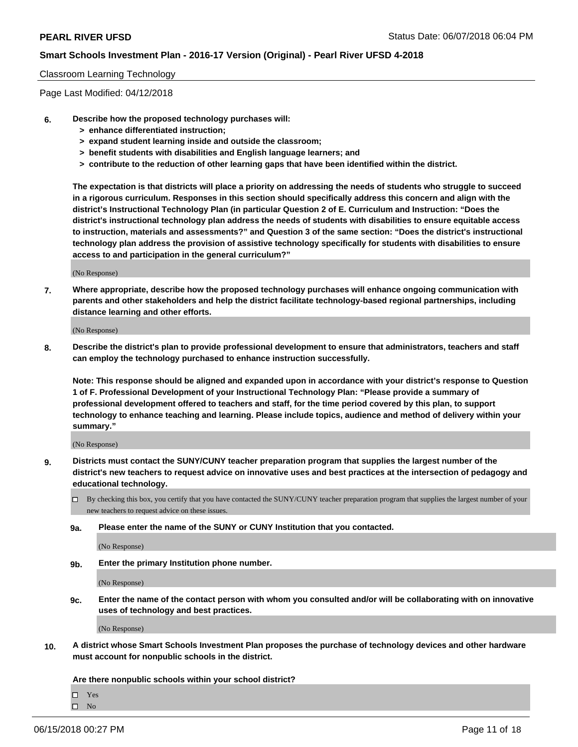Classroom Learning Technology

Page Last Modified: 04/12/2018

**6. Describe how the proposed technology purchases will:**
   **> enhance differentiated instruction;**
   **> expand student learning inside and outside the classroom;**
   **> benefit students with disabilities and English language learners; and**
   **> contribute to the reduction of other learning gaps that have been identified within the district.**

**The expectation is that districts will place a priority on addressing the needs of students who struggle to succeed in a rigorous curriculum. Responses in this section should specifically address this concern and align with the district's Instructional Technology Plan (in particular Question 2 of E. Curriculum and Instruction: "Does the district's instructional technology plan address the needs of students with disabilities to ensure equitable access to instruction, materials and assessments?" and Question 3 of the same section: "Does the district's instructional technology plan address the provision of assistive technology specifically for students with disabilities to ensure access to and participation in the general curriculum?"**

(No Response)

**7. Where appropriate, describe how the proposed technology purchases will enhance ongoing communication with parents and other stakeholders and help the district facilitate technology-based regional partnerships, including distance learning and other efforts.**

(No Response)

**8. Describe the district's plan to provide professional development to ensure that administrators, teachers and staff can employ the technology purchased to enhance instruction successfully.**

**Note: This response should be aligned and expanded upon in accordance with your district's response to Question 1 of F. Professional Development of your Instructional Technology Plan: "Please provide a summary of professional development offered to teachers and staff, for the time period covered by this plan, to support technology to enhance teaching and learning. Please include topics, audience and method of delivery within your summary."**

(No Response)

**9. Districts must contact the SUNY/CUNY teacher preparation program that supplies the largest number of the district's new teachers to request advice on innovative uses and best practices at the intersection of pedagogy and educational technology.**

☐ By checking this box, you certify that you have contacted the SUNY/CUNY teacher preparation program that supplies the largest number of your new teachers to request advice on these issues.

**9a. Please enter the name of the SUNY or CUNY Institution that you contacted.**

(No Response)

**9b. Enter the primary Institution phone number.**

(No Response)

**9c. Enter the name of the contact person with whom you consulted and/or will be collaborating with on innovative uses of technology and best practices.**

(No Response)

**10. A district whose Smart Schools Investment Plan proposes the purchase of technology devices and other hardware must account for nonpublic schools in the district.**

**Are there nonpublic schools within your school district?**

☐ Yes
☐ No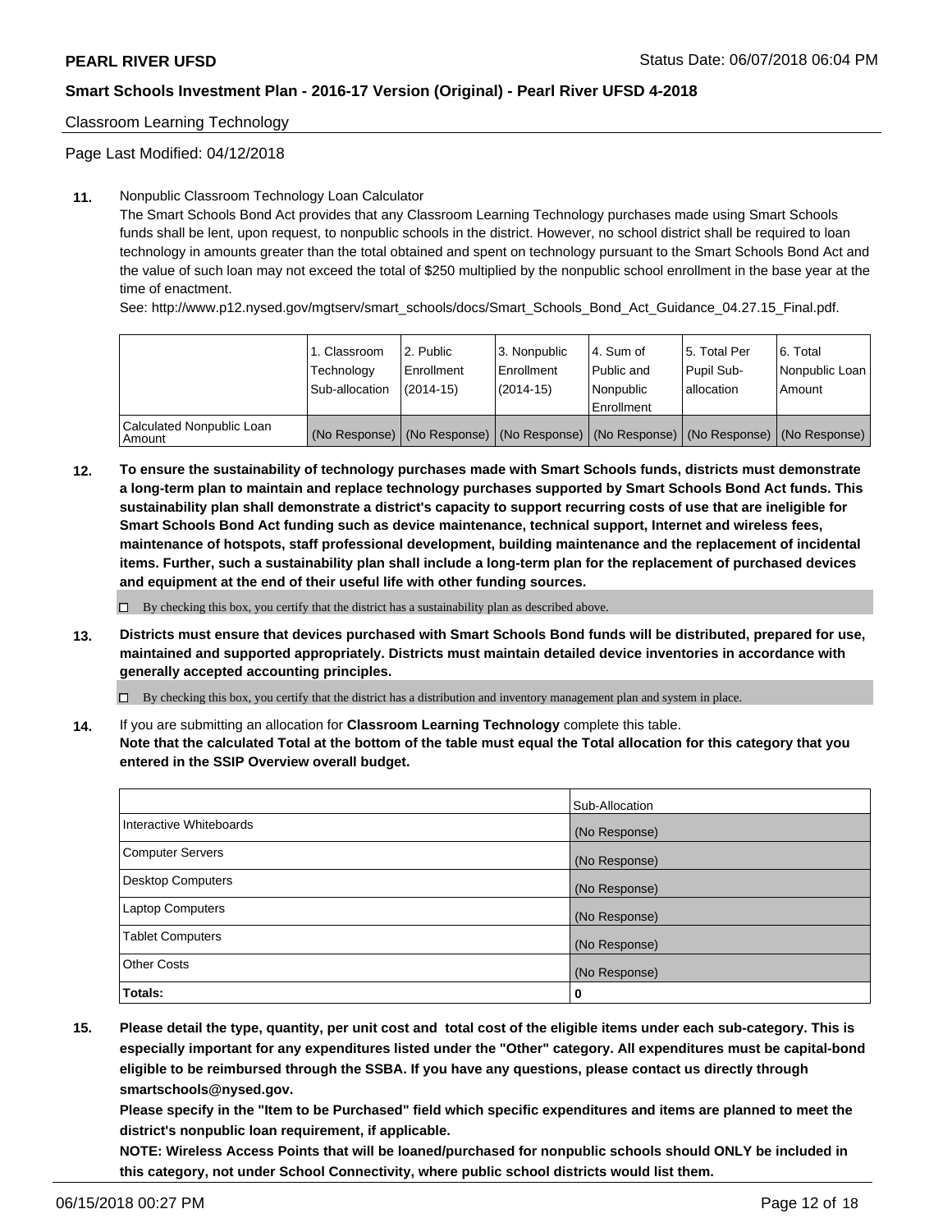Classroom Learning Technology

Page Last Modified: 04/12/2018

**11.** Nonpublic Classroom Technology Loan Calculator

The Smart Schools Bond Act provides that any Classroom Learning Technology purchases made using Smart Schools funds shall be lent, upon request, to nonpublic schools in the district. However, no school district shall be required to loan technology in amounts greater than the total obtained and spent on technology pursuant to the Smart Schools Bond Act and the value of such loan may not exceed the total of $250 multiplied by the nonpublic school enrollment in the base year at the time of enactment.

See: http://www.p12.nysed.gov/mgtserv/smart_schools/docs/Smart_Schools_Bond_Act_Guidance_04.27.15_Final.pdf.

| | 1. Classroom Technology Sub-allocation | 2. Public Enrollment (2014-15) | 3. Nonpublic Enrollment (2014-15) | 4. Sum of Public and Nonpublic Enrollment | 5. Total Per Pupil Sub-allocation | 6. Total Nonpublic Loan Amount |
|---|---|---|---|---|---|---|
| Calculated Nonpublic Loan Amount | (No Response) | (No Response) | (No Response) | (No Response) | (No Response) | (No Response) |

**12. To ensure the sustainability of technology purchases made with Smart Schools funds, districts must demonstrate a long-term plan to maintain and replace technology purchases supported by Smart Schools Bond Act funds. This sustainability plan shall demonstrate a district's capacity to support recurring costs of use that are ineligible for Smart Schools Bond Act funding such as device maintenance, technical support, Internet and wireless fees, maintenance of hotspots, staff professional development, building maintenance and the replacement of incidental items. Further, such a sustainability plan shall include a long-term plan for the replacement of purchased devices and equipment at the end of their useful life with other funding sources.**

☐ By checking this box, you certify that the district has a sustainability plan as described above.

**13. Districts must ensure that devices purchased with Smart Schools Bond funds will be distributed, prepared for use, maintained and supported appropriately. Districts must maintain detailed device inventories in accordance with generally accepted accounting principles.**

☐ By checking this box, you certify that the district has a distribution and inventory management plan and system in place.

**14.** If you are submitting an allocation for **Classroom Learning Technology** complete this table.
**Note that the calculated Total at the bottom of the table must equal the Total allocation for this category that you entered in the SSIP Overview overall budget.**

| | Sub-Allocation |
|---|---|
| Interactive Whiteboards | (No Response) |
| Computer Servers | (No Response) |
| Desktop Computers | (No Response) |
| Laptop Computers | (No Response) |
| Tablet Computers | (No Response) |
| Other Costs | (No Response) |
| **Totals:** | **0** |

**15. Please detail the type, quantity, per unit cost and total cost of the eligible items under each sub-category. This is especially important for any expenditures listed under the "Other" category. All expenditures must be capital-bond eligible to be reimbursed through the SSBA. If you have any questions, please contact us directly through smartschools@nysed.gov.**

**Please specify in the "Item to be Purchased" field which specific expenditures and items are planned to meet the district's nonpublic loan requirement, if applicable.**

**NOTE: Wireless Access Points that will be loaned/purchased for nonpublic schools should ONLY be included in this category, not under School Connectivity, where public school districts would list them.**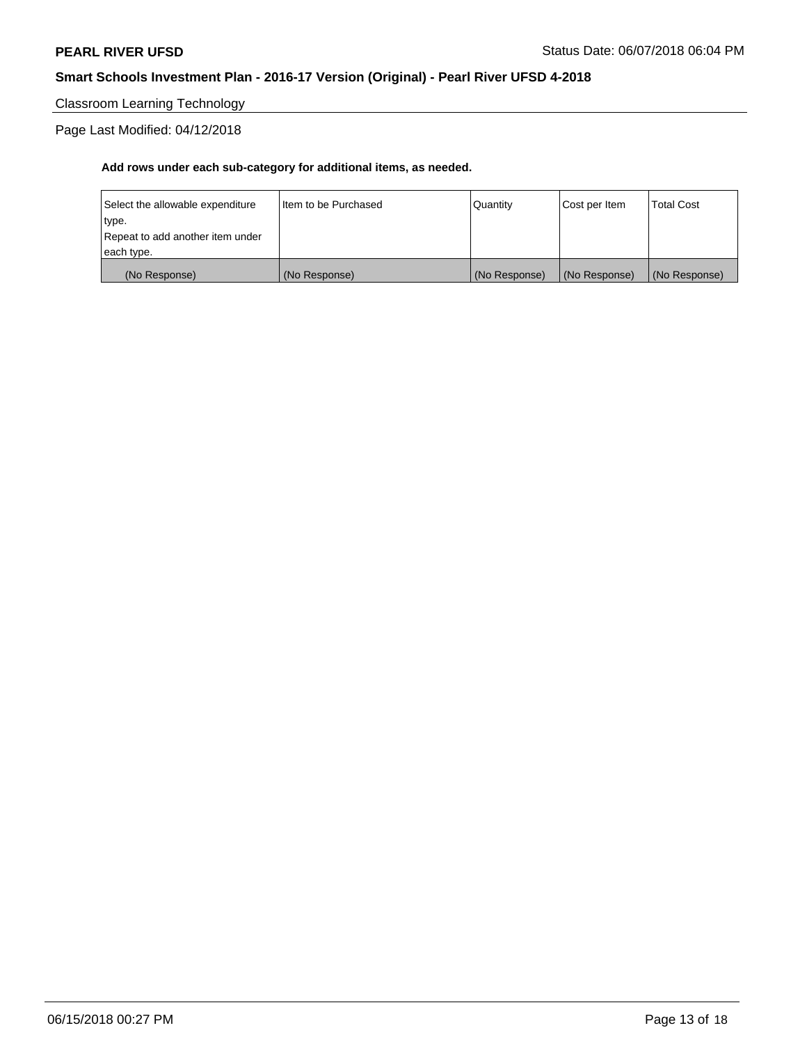Classroom Learning Technology

Page Last Modified: 04/12/2018

**Add rows under each sub-category for additional items, as needed.**

| Select the allowable expenditure type. Repeat to add another item under each type. | Item to be Purchased | Quantity | Cost per Item | Total Cost |
|---|---|---|---|---|
| (No Response) | (No Response) | (No Response) | (No Response) | (No Response) |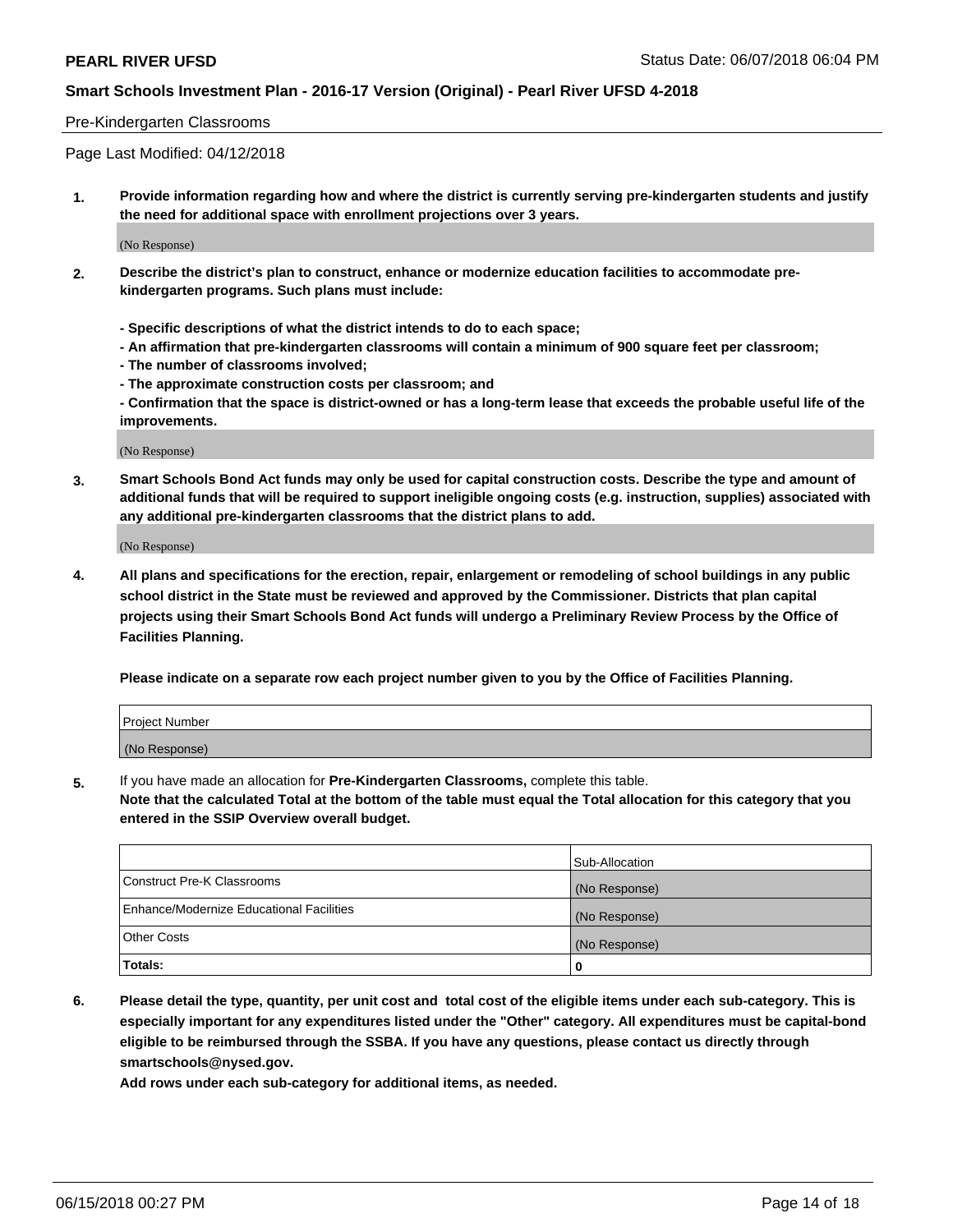Pre-Kindergarten Classrooms

Page Last Modified: 04/12/2018

1. **Provide information regarding how and where the district is currently serving pre-kindergarten students and justify the need for additional space with enrollment projections over 3 years.**

(No Response)

2. **Describe the district's plan to construct, enhance or modernize education facilities to accommodate pre-kindergarten programs. Such plans must include:**

   **- Specific descriptions of what the district intends to do to each space;**
   **- An affirmation that pre-kindergarten classrooms will contain a minimum of 900 square feet per classroom;**
   **- The number of classrooms involved;**
   **- The approximate construction costs per classroom; and**
   **- Confirmation that the space is district-owned or has a long-term lease that exceeds the probable useful life of the improvements.**

(No Response)

3. **Smart Schools Bond Act funds may only be used for capital construction costs. Describe the type and amount of additional funds that will be required to support ineligible ongoing costs (e.g. instruction, supplies) associated with any additional pre-kindergarten classrooms that the district plans to add.**

(No Response)

4. **All plans and specifications for the erection, repair, enlargement or remodeling of school buildings in any public school district in the State must be reviewed and approved by the Commissioner. Districts that plan capital projects using their Smart Schools Bond Act funds will undergo a Preliminary Review Process by the Office of Facilities Planning.**

   **Please indicate on a separate row each project number given to you by the Office of Facilities Planning.**

| Project Number |
|---|
| (No Response) |

5. If you have made an allocation for **Pre-Kindergarten Classrooms,** complete this table.
   **Note that the calculated Total at the bottom of the table must equal the Total allocation for this category that you entered in the SSIP Overview overall budget.**

| | Sub-Allocation |
|---|---|
| Construct Pre-K Classrooms | (No Response) |
| Enhance/Modernize Educational Facilities | (No Response) |
| Other Costs | (No Response) |
| **Totals:** | **0** |

6. **Please detail the type, quantity, per unit cost and total cost of the eligible items under each sub-category. This is especially important for any expenditures listed under the "Other" category. All expenditures must be capital-bond eligible to be reimbursed through the SSBA. If you have any questions, please contact us directly through smartschools@nysed.gov.**

   **Add rows under each sub-category for additional items, as needed.**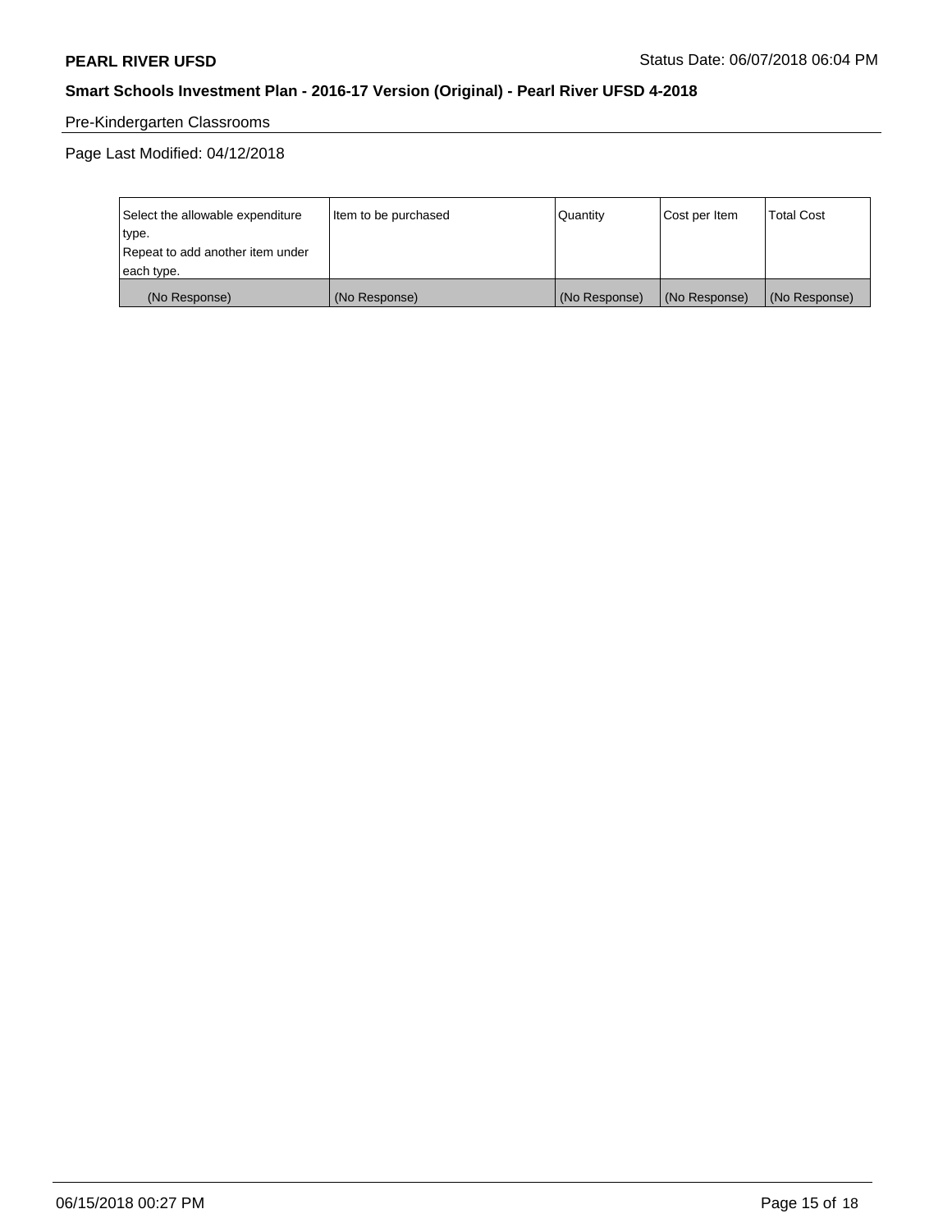Pre-Kindergarten Classrooms

Page Last Modified: 04/12/2018

| Select the allowable expenditure type.<br>Repeat to add another item under each type. | Item to be purchased | Quantity | Cost per Item | Total Cost |
|---|---|---|---|---|
| (No Response) | (No Response) | (No Response) | (No Response) | (No Response) |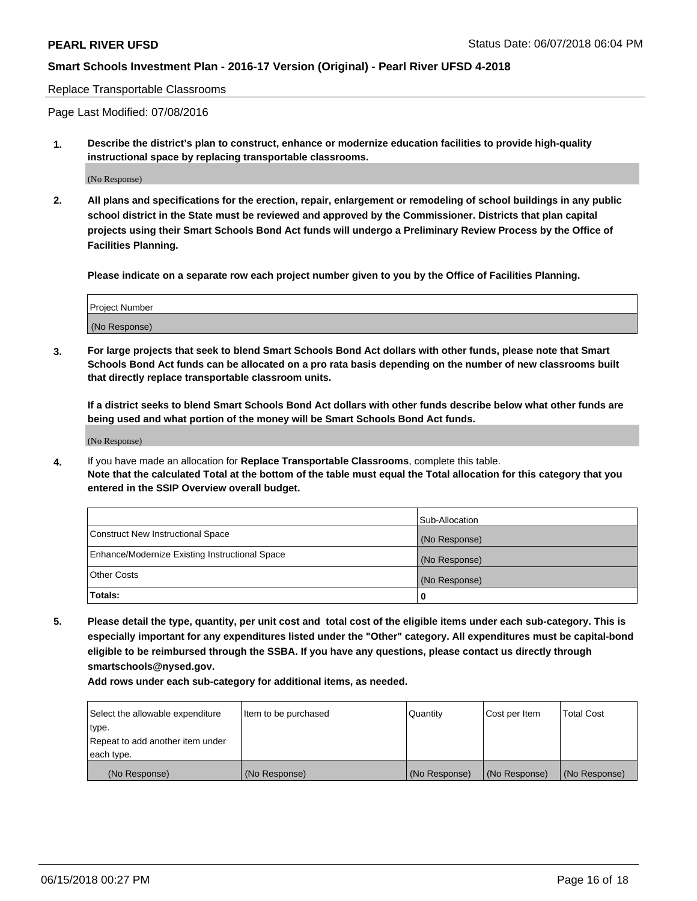Replace Transportable Classrooms

Page Last Modified: 07/08/2016

**1. Describe the district's plan to construct, enhance or modernize education facilities to provide high-quality instructional space by replacing transportable classrooms.**

(No Response)

**2. All plans and specifications for the erection, repair, enlargement or remodeling of school buildings in any public school district in the State must be reviewed and approved by the Commissioner. Districts that plan capital projects using their Smart Schools Bond Act funds will undergo a Preliminary Review Process by the Office of Facilities Planning.**

**Please indicate on a separate row each project number given to you by the Office of Facilities Planning.**

| Project Number |
| --- |
| (No Response) |

**3. For large projects that seek to blend Smart Schools Bond Act dollars with other funds, please note that Smart Schools Bond Act funds can be allocated on a pro rata basis depending on the number of new classrooms built that directly replace transportable classroom units.**

**If a district seeks to blend Smart Schools Bond Act dollars with other funds describe below what other funds are being used and what portion of the money will be Smart Schools Bond Act funds.**

(No Response)

**4.** If you have made an allocation for **Replace Transportable Classrooms**, complete this table. **Note that the calculated Total at the bottom of the table must equal the Total allocation for this category that you entered in the SSIP Overview overall budget.**

| | Sub-Allocation |
| --- | --- |
| Construct New Instructional Space | (No Response) |
| Enhance/Modernize Existing Instructional Space | (No Response) |
| Other Costs | (No Response) |
| **Totals:** | **0** |

**5. Please detail the type, quantity, per unit cost and total cost of the eligible items under each sub-category. This is especially important for any expenditures listed under the "Other" category. All expenditures must be capital-bond eligible to be reimbursed through the SSBA. If you have any questions, please contact us directly through smartschools@nysed.gov.**

**Add rows under each sub-category for additional items, as needed.**

| Select the allowable expenditure type. Repeat to add another item under each type. | Item to be purchased | Quantity | Cost per Item | Total Cost |
| --- | --- | --- | --- | --- |
| (No Response) | (No Response) | (No Response) | (No Response) | (No Response) |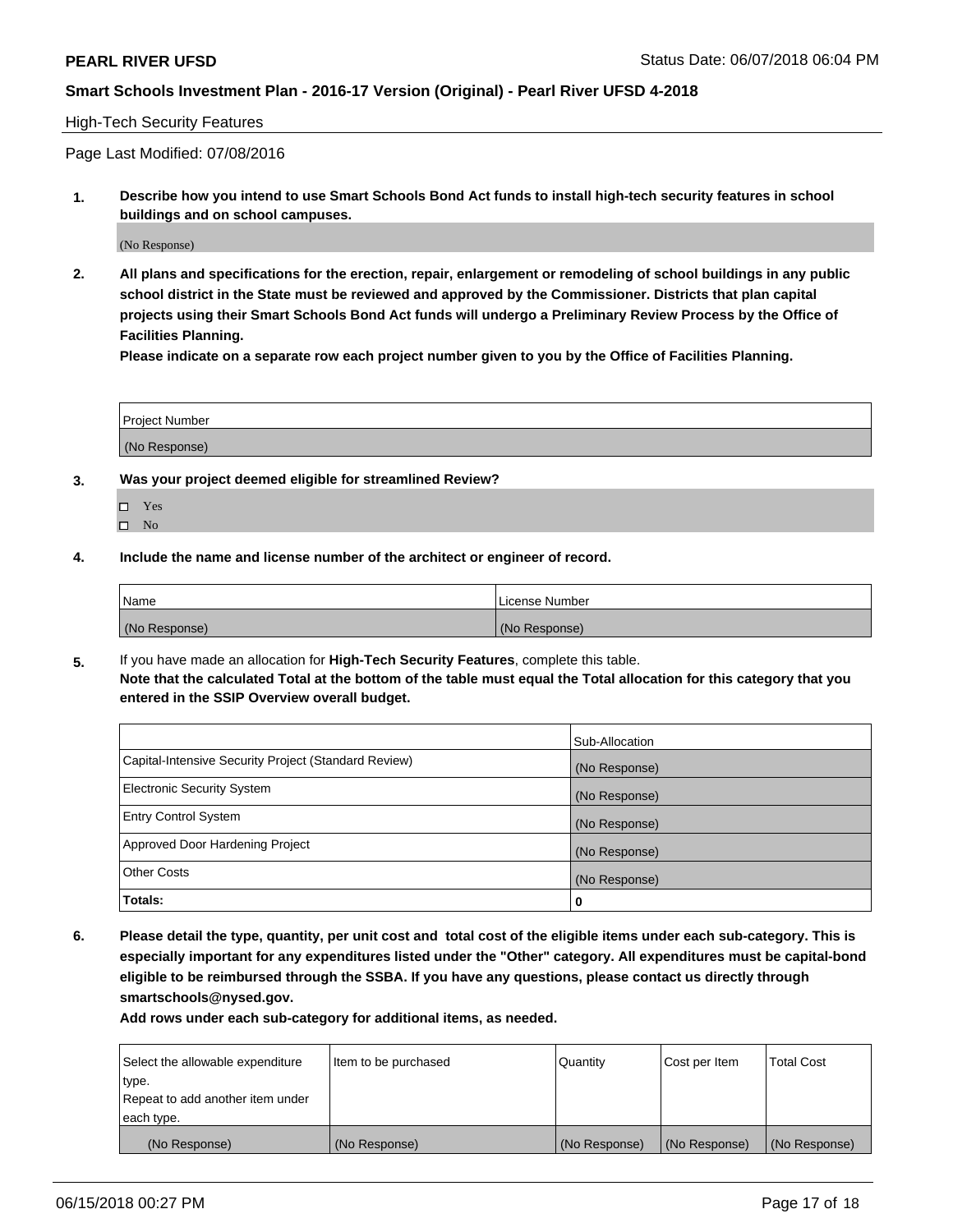High-Tech Security Features

Page Last Modified: 07/08/2016

**1. Describe how you intend to use Smart Schools Bond Act funds to install high-tech security features in school buildings and on school campuses.**

(No Response)

**2. All plans and specifications for the erection, repair, enlargement or remodeling of school buildings in any public school district in the State must be reviewed and approved by the Commissioner. Districts that plan capital projects using their Smart Schools Bond Act funds will undergo a Preliminary Review Process by the Office of Facilities Planning.**

**Please indicate on a separate row each project number given to you by the Office of Facilities Planning.**

| Project Number |
|---|
| (No Response) |

**3. Was your project deemed eligible for streamlined Review?**

- ☐ Yes
- ☐ No

**4. Include the name and license number of the architect or engineer of record.**

| Name | License Number |
|---|---|
| (No Response) | (No Response) |

**5.** If you have made an allocation for **High-Tech Security Features**, complete this table.
**Note that the calculated Total at the bottom of the table must equal the Total allocation for this category that you entered in the SSIP Overview overall budget.**

| | Sub-Allocation |
|---|---|
| Capital-Intensive Security Project (Standard Review) | (No Response) |
| Electronic Security System | (No Response) |
| Entry Control System | (No Response) |
| Approved Door Hardening Project | (No Response) |
| Other Costs | (No Response) |
| **Totals:** | **0** |

**6. Please detail the type, quantity, per unit cost and total cost of the eligible items under each sub-category. This is especially important for any expenditures listed under the "Other" category. All expenditures must be capital-bond eligible to be reimbursed through the SSBA. If you have any questions, please contact us directly through smartschools@nysed.gov.**

**Add rows under each sub-category for additional items, as needed.**

| Select the allowable expenditure type. Repeat to add another item under each type. | Item to be purchased | Quantity | Cost per Item | Total Cost |
|---|---|---|---|---|
| (No Response) | (No Response) | (No Response) | (No Response) | (No Response) |